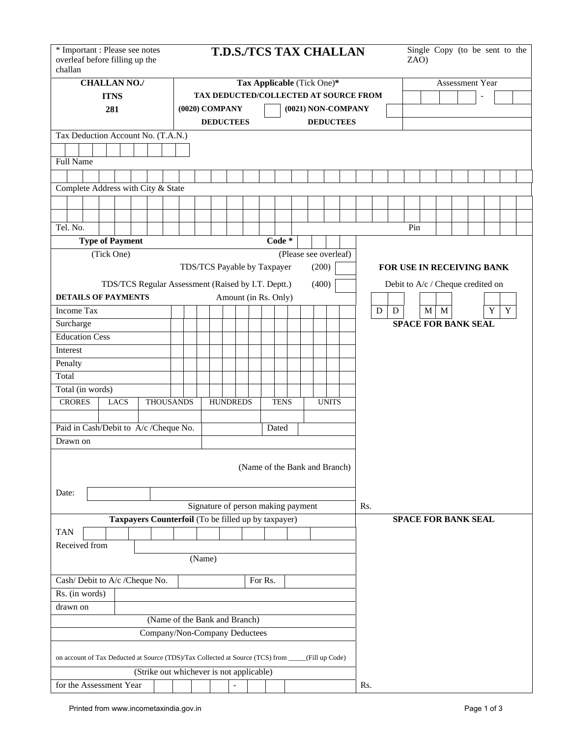* Important : Please see notes overleaf before filling up the challan

# T.D.S./TCS TAX CHALLAN

Single Copy (to be sent to the ZAO)

| CHALLAN NO./ ITNS 281 | Tax Applicable (Tick One)* | Assessment Year |
|---|---|---|
| | TAX DEDUCTED/COLLECTED AT SOURCE FROM | - |
| | (0020) COMPANY DEDUCTEES ☐ (0021) NON-COMPANY DEDUCTEES ☐ | |

Tax Deduction Account No. (T.A.N.)

Full Name

Complete Address with City & State

Tel. No. Pin

**Type of Payment** (Tick One) **Code *** (Please see overleaf)

TDS/TCS Payable by Taxpayer (200) ☐

TDS/TCS Regular Assessment (Raised by I.T. Deptt.) (400) ☐

**FOR USE IN RECEIVING BANK**

Debit to A/c / Cheque credited on

D D M M Y Y

**SPACE FOR BANK SEAL**

| DETAILS OF PAYMENTS | Amount (in Rs. Only) |
|---|---|
| Income Tax | |
| Surcharge | |
| Education Cess | |
| Interest | |
| Penalty | |
| Total | |
| Total (in words) | |

| CRORES | LACS | THOUSANDS | HUNDREDS | TENS | UNITS |
|---|---|---|---|---|---|
| | | | | | |

Paid in Cash/Debit to A/c /Cheque No. Dated

Drawn on

(Name of the Bank and Branch)

Date:

Signature of person making payment

Rs.

**Taxpayers Counterfoil** (To be filled up by taxpayer)

**SPACE FOR BANK SEAL**

TAN

Received from

(Name)

Cash/ Debit to A/c /Cheque No. For Rs.

Rs. (in words)

drawn on

(Name of the Bank and Branch)

Company/Non-Company Deductees

on account of Tax Deducted at Source (TDS)/Tax Collected at Source (TCS) from _____(Fill up Code)

(Strike out whichever is not applicable)

for the Assessment Year -

Rs.

Printed from www.incometaxindia.gov.in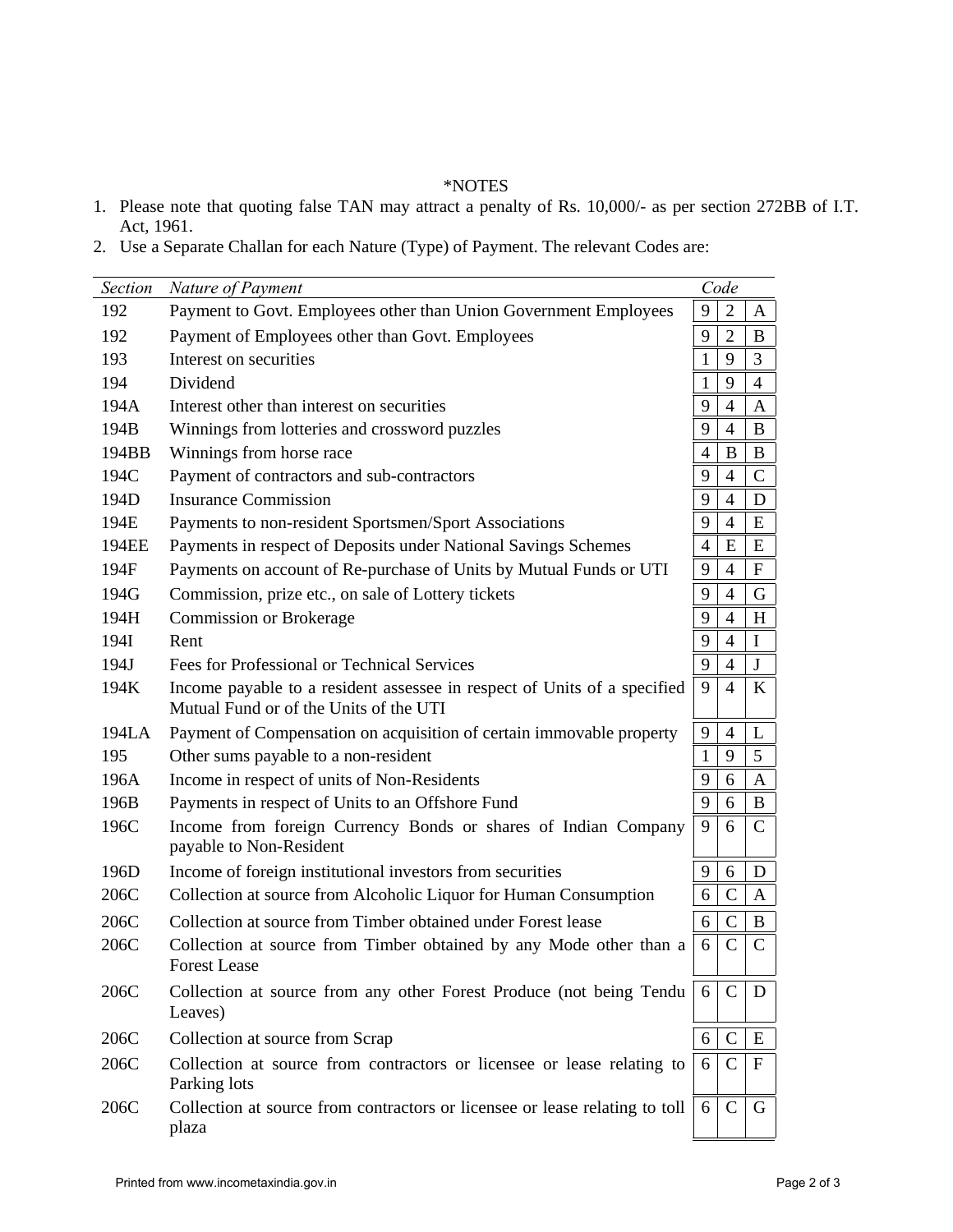*NOTES

1. Please note that quoting false TAN may attract a penalty of Rs. 10,000/- as per section 272BB of I.T. Act, 1961.
2. Use a Separate Challan for each Nature (Type) of Payment. The relevant Codes are:

| *Section* | *Nature of Payment* | *Code* | | |
|---|---|---|---|---|
| 192 | Payment to Govt. Employees other than Union Government Employees | 9 | 2 | A |
| 192 | Payment of Employees other than Govt. Employees | 9 | 2 | B |
| 193 | Interest on securities | 1 | 9 | 3 |
| 194 | Dividend | 1 | 9 | 4 |
| 194A | Interest other than interest on securities | 9 | 4 | A |
| 194B | Winnings from lotteries and crossword puzzles | 9 | 4 | B |
| 194BB | Winnings from horse race | 4 | B | B |
| 194C | Payment of contractors and sub-contractors | 9 | 4 | C |
| 194D | Insurance Commission | 9 | 4 | D |
| 194E | Payments to non-resident Sportsmen/Sport Associations | 9 | 4 | E |
| 194EE | Payments in respect of Deposits under National Savings Schemes | 4 | E | E |
| 194F | Payments on account of Re-purchase of Units by Mutual Funds or UTI | 9 | 4 | F |
| 194G | Commission, prize etc., on sale of Lottery tickets | 9 | 4 | G |
| 194H | Commission or Brokerage | 9 | 4 | H |
| 194I | Rent | 9 | 4 | I |
| 194J | Fees for Professional or Technical Services | 9 | 4 | J |
| 194K | Income payable to a resident assessee in respect of Units of a specified Mutual Fund or of the Units of the UTI | 9 | 4 | K |
| 194LA | Payment of Compensation on acquisition of certain immovable property | 9 | 4 | L |
| 195 | Other sums payable to a non-resident | 1 | 9 | 5 |
| 196A | Income in respect of units of Non-Residents | 9 | 6 | A |
| 196B | Payments in respect of Units to an Offshore Fund | 9 | 6 | B |
| 196C | Income from foreign Currency Bonds or shares of Indian Company payable to Non-Resident | 9 | 6 | C |
| 196D | Income of foreign institutional investors from securities | 9 | 6 | D |
| 206C | Collection at source from Alcoholic Liquor for Human Consumption | 6 | C | A |
| 206C | Collection at source from Timber obtained under Forest lease | 6 | C | B |
| 206C | Collection at source from Timber obtained by any Mode other than a Forest Lease | 6 | C | C |
| 206C | Collection at source from any other Forest Produce (not being Tendu Leaves) | 6 | C | D |
| 206C | Collection at source from Scrap | 6 | C | E |
| 206C | Collection at source from contractors or licensee or lease relating to Parking lots | 6 | C | F |
| 206C | Collection at source from contractors or licensee or lease relating to toll plaza | 6 | C | G |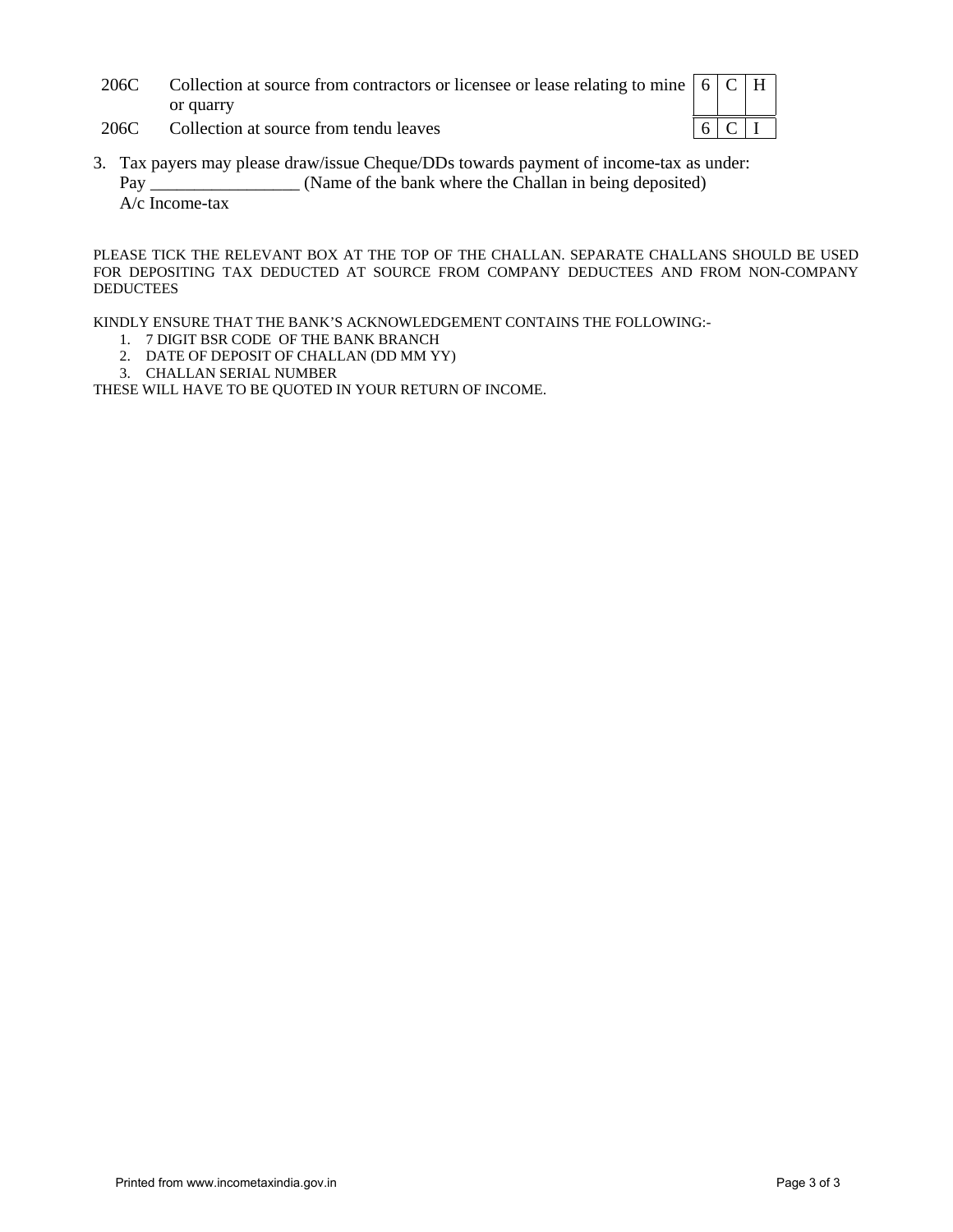| | | |
|---|---|---|
| 206C | Collection at source from contractors or licensee or lease relating to mine or quarry | 6 C H |
| 206C | Collection at source from tendu leaves | 6 C I |

3. Tax payers may please draw/issue Cheque/DDs towards payment of income-tax as under:
   Pay _________________ (Name of the bank where the Challan in being deposited)
   A/c Income-tax

PLEASE TICK THE RELEVANT BOX AT THE TOP OF THE CHALLAN. SEPARATE CHALLANS SHOULD BE USED FOR DEPOSITING TAX DEDUCTED AT SOURCE FROM COMPANY DEDUCTEES AND FROM NON-COMPANY DEDUCTEES

KINDLY ENSURE THAT THE BANK'S ACKNOWLEDGEMENT CONTAINS THE FOLLOWING:-

1. 7 DIGIT BSR CODE OF THE BANK BRANCH
2. DATE OF DEPOSIT OF CHALLAN (DD MM YY)
3. CHALLAN SERIAL NUMBER

THESE WILL HAVE TO BE QUOTED IN YOUR RETURN OF INCOME.

Printed from www.incometaxindia.gov.in